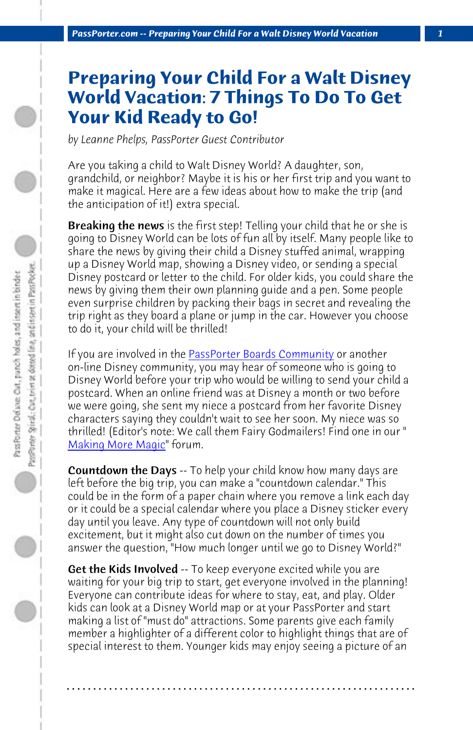# Preparing Your Child For a Walt Disney World Vacation: 7 Things To Do To Get Your Kid Ready to Go!

*by Leanne Phelps, PassPorter Guest Contributor*

Are you taking a child to Walt Disney World? A daughter, son, grandchild, or neighbor? Maybe it is his or her first trip and you want to make it magical. Here are a few ideas about how to make the trip (and the anticipation of it!) extra special.

**Breaking the news** is the first step! Telling your child that he or she is going to Disney World can be lots of fun all by itself. Many people like to share the news by giving their child a Disney stuffed animal, wrapping up a Disney World map, showing a Disney video, or sending a special Disney postcard or letter to the child. For older kids, you could share the news by giving them their own planning guide and a pen. Some people even surprise children by packing their bags in secret and revealing the trip right as they board a plane or jump in the car. However you choose to do it, your child will be thrilled!

If you are involved in the PassPorter Boards Community or another on-line Disney community, you may hear of someone who is going to Disney World before your trip who would be willing to send your child a postcard. When an online friend was at Disney a month or two before we were going, she sent my niece a postcard from her favorite Disney characters saying they couldn't wait to see her soon. My niece was so thrilled! (Editor's note: We call them Fairy Godmailers! Find one in our "Making More Magic" forum.

**Countdown the Days** -- To help your child know how many days are left before the big trip, you can make a "countdown calendar." This could be in the form of a paper chain where you remove a link each day or it could be a special calendar where you place a Disney sticker every day until you leave. Any type of countdown will not only build excitement, but it might also cut down on the number of times you answer the question, "How much longer until we go to Disney World?"

**Get the Kids Involved** -- To keep everyone excited while you are waiting for your big trip to start, get everyone involved in the planning! Everyone can contribute ideas for where to stay, eat, and play. Older kids can look at a Disney World map or at your PassPorter and start making a list of "must do" attractions. Some parents give each family member a highlighter of a different color to highlight things that are of special interest to them. Younger kids may enjoy seeing a picture of an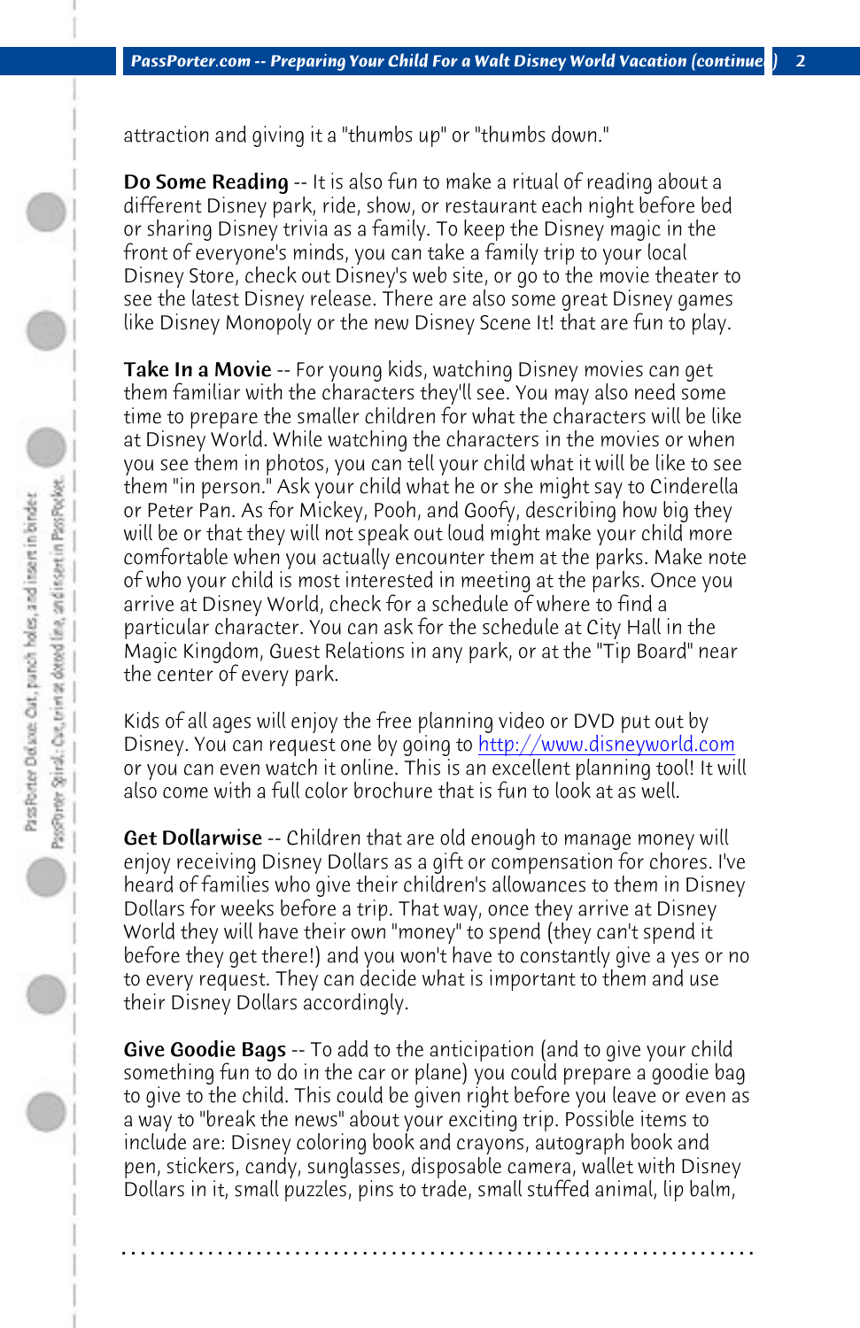attraction and giving it a "thumbs up" or "thumbs down."

**Do Some Reading** -- It is also fun to make a ritual of reading about a different Disney park, ride, show, or restaurant each night before bed or sharing Disney trivia as a family. To keep the Disney magic in the front of everyone's minds, you can take a family trip to your local Disney Store, check out Disney's web site, or go to the movie theater to see the latest Disney release. There are also some great Disney games like Disney Monopoly or the new Disney Scene It! that are fun to play.

**Take In a Movie** -- For young kids, watching Disney movies can get them familiar with the characters they'll see. You may also need some time to prepare the smaller children for what the characters will be like at Disney World. While watching the characters in the movies or when you see them in photos, you can tell your child what it will be like to see them "in person." Ask your child what he or she might say to Cinderella or Peter Pan. As for Mickey, Pooh, and Goofy, describing how big they will be or that they will not speak out loud might make your child more comfortable when you actually encounter them at the parks. Make note of who your child is most interested in meeting at the parks. Once you arrive at Disney World, check for a schedule of where to find a particular character. You can ask for the schedule at City Hall in the Magic Kingdom, Guest Relations in any park, or at the "Tip Board" near the center of every park.

Kids of all ages will enjoy the free planning video or DVD put out by Disney. You can request one by going to http://www.disneyworld.com or you can even watch it online. This is an excellent planning tool! It will also come with a full color brochure that is fun to look at as well.

**Get Dollarwise** -- Children that are old enough to manage money will enjoy receiving Disney Dollars as a gift or compensation for chores. I've heard of families who give their children's allowances to them in Disney Dollars for weeks before a trip. That way, once they arrive at Disney World they will have their own "money" to spend (they can't spend it before they get there!) and you won't have to constantly give a yes or no to every request. They can decide what is important to them and use their Disney Dollars accordingly.

**Give Goodie Bags** -- To add to the anticipation (and to give your child something fun to do in the car or plane) you could prepare a goodie bag to give to the child. This could be given right before you leave or even as a way to "break the news" about your exciting trip. Possible items to include are: Disney coloring book and crayons, autograph book and pen, stickers, candy, sunglasses, disposable camera, wallet with Disney Dollars in it, small puzzles, pins to trade, small stuffed animal, lip balm,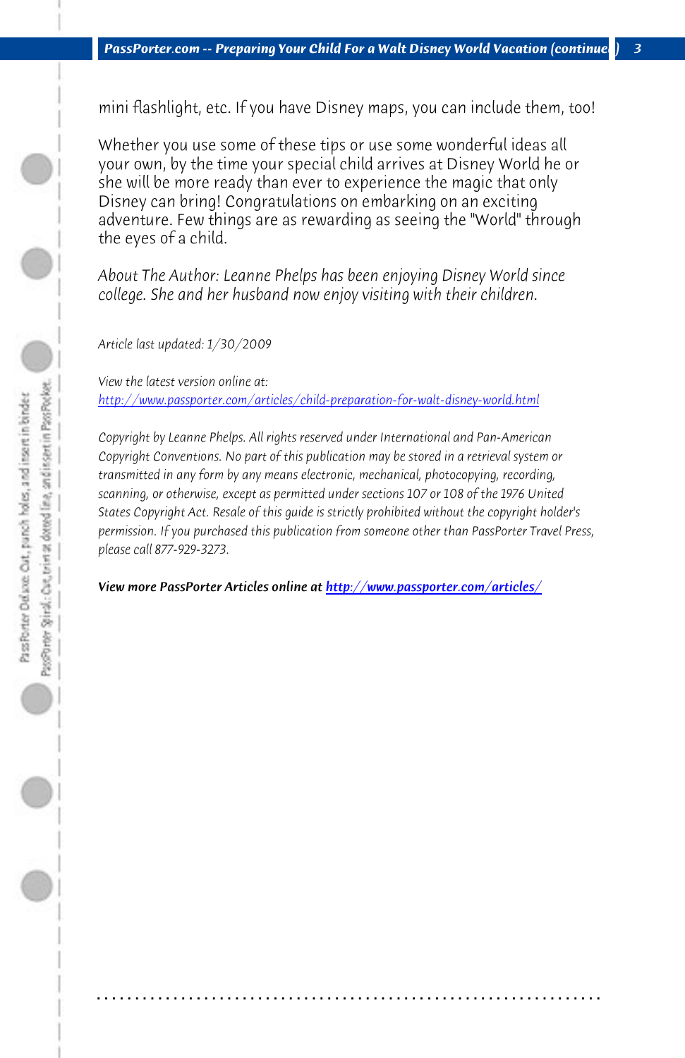mini flashlight, etc. If you have Disney maps, you can include them, too!

Whether you use some of these tips or use some wonderful ideas all your own, by the time your special child arrives at Disney World he or she will be more ready than ever to experience the magic that only Disney can bring! Congratulations on embarking on an exciting adventure. Few things are as rewarding as seeing the "World" through the eyes of a child.

*About The Author: Leanne Phelps has been enjoying Disney World since college. She and her husband now enjoy visiting with their children.*

*Article last updated: 1/30/2009*

*View the latest version online at:*
*http://www.passporter.com/articles/child-preparation-for-walt-disney-world.html*

*Copyright by Leanne Phelps. All rights reserved under International and Pan-American Copyright Conventions. No part of this publication may be stored in a retrieval system or transmitted in any form by any means electronic, mechanical, photocopying, recording, scanning, or otherwise, except as permitted under sections 107 or 108 of the 1976 United States Copyright Act. Resale of this guide is strictly prohibited without the copyright holder's permission. If you purchased this publication from someone other than PassPorter Travel Press, please call 877-929-3273.*

***View more PassPorter Articles online at http://www.passporter.com/articles/***